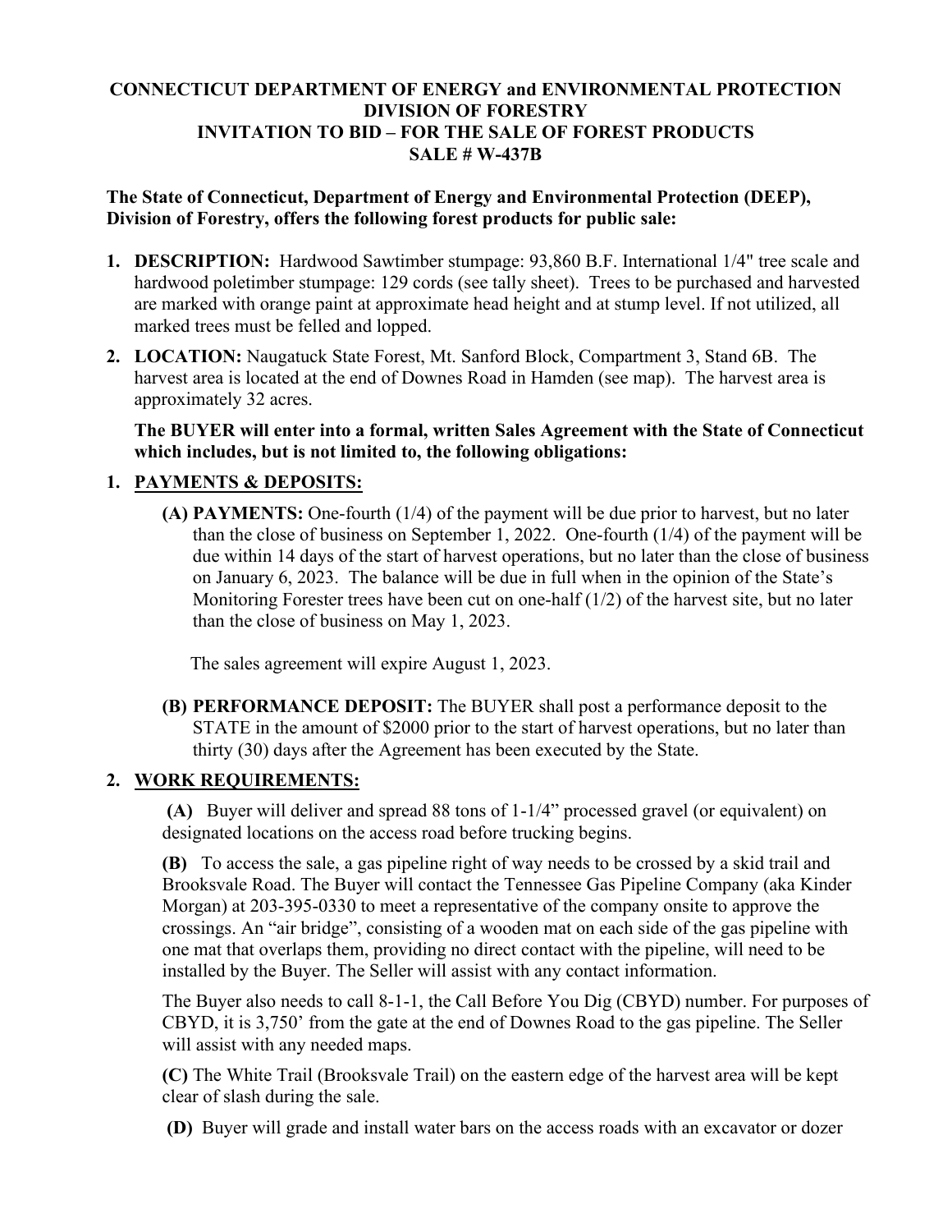# CONNECTICUT DEPARTMENT OF ENERGY and ENVIRONMENTAL PROTECTION
# DIVISION OF FORESTRY
# INVITATION TO BID – FOR THE SALE OF FOREST PRODUCTS
# SALE # W-437B

**The State of Connecticut, Department of Energy and Environmental Protection (DEEP), Division of Forestry, offers the following forest products for public sale:**

1. **DESCRIPTION:** Hardwood Sawtimber stumpage: 93,860 B.F. International 1/4" tree scale and hardwood poletimber stumpage: 129 cords (see tally sheet). Trees to be purchased and harvested are marked with orange paint at approximate head height and at stump level. If not utilized, all marked trees must be felled and lopped.
2. **LOCATION:** Naugatuck State Forest, Mt. Sanford Block, Compartment 3, Stand 6B. The harvest area is located at the end of Downes Road in Hamden (see map). The harvest area is approximately 32 acres.

**The BUYER will enter into a formal, written Sales Agreement with the State of Connecticut which includes, but is not limited to, the following obligations:**

1. **PAYMENTS & DEPOSITS:**

   **(A) PAYMENTS:** One-fourth (1/4) of the payment will be due prior to harvest, but no later than the close of business on September 1, 2022. One-fourth (1/4) of the payment will be due within 14 days of the start of harvest operations, but no later than the close of business on January 6, 2023. The balance will be due in full when in the opinion of the State's Monitoring Forester trees have been cut on one-half (1/2) of the harvest site, but no later than the close of business on May 1, 2023.

   The sales agreement will expire August 1, 2023.

   **(B) PERFORMANCE DEPOSIT:** The BUYER shall post a performance deposit to the STATE in the amount of $2000 prior to the start of harvest operations, but no later than thirty (30) days after the Agreement has been executed by the State.

2. **WORK REQUIREMENTS:**

   **(A)** Buyer will deliver and spread 88 tons of 1-1/4" processed gravel (or equivalent) on designated locations on the access road before trucking begins.

   **(B)** To access the sale, a gas pipeline right of way needs to be crossed by a skid trail and Brooksvale Road. The Buyer will contact the Tennessee Gas Pipeline Company (aka Kinder Morgan) at 203-395-0330 to meet a representative of the company onsite to approve the crossings. An "air bridge", consisting of a wooden mat on each side of the gas pipeline with one mat that overlaps them, providing no direct contact with the pipeline, will need to be installed by the Buyer. The Seller will assist with any contact information.

   The Buyer also needs to call 8-1-1, the Call Before You Dig (CBYD) number. For purposes of CBYD, it is 3,750' from the gate at the end of Downes Road to the gas pipeline. The Seller will assist with any needed maps.

   **(C)** The White Trail (Brooksvale Trail) on the eastern edge of the harvest area will be kept clear of slash during the sale.

   **(D)** Buyer will grade and install water bars on the access roads with an excavator or dozer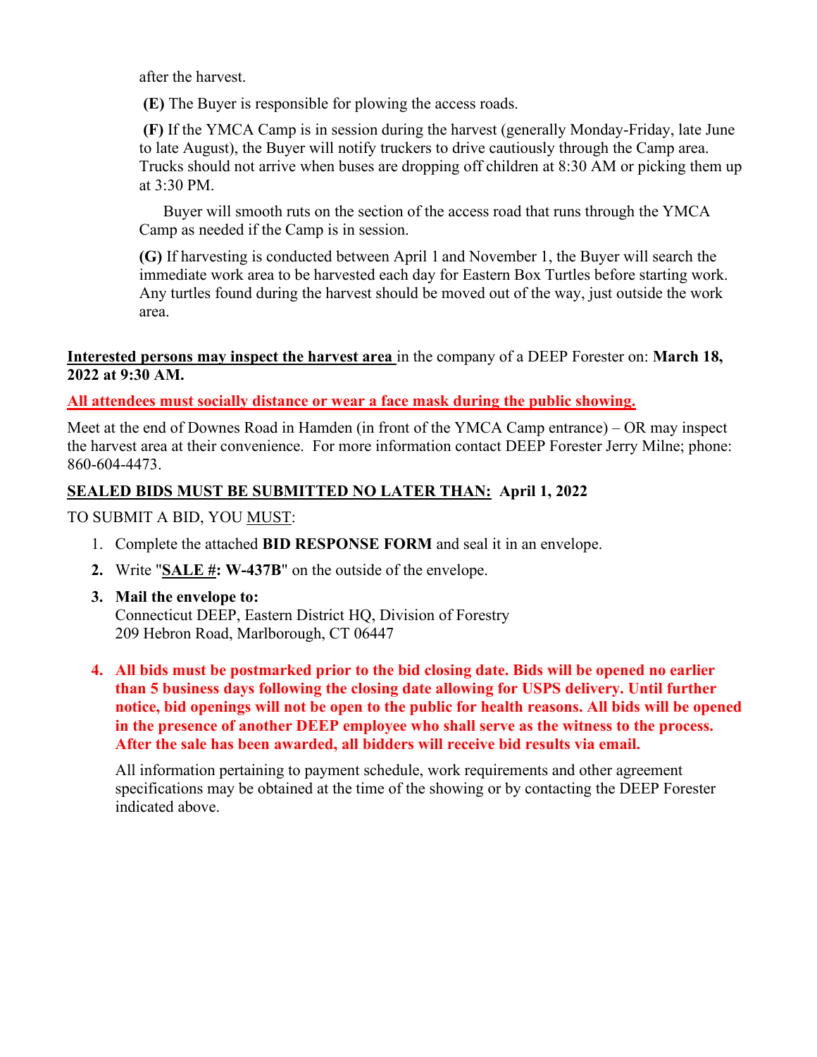after the harvest.

**(E)** The Buyer is responsible for plowing the access roads.

**(F)** If the YMCA Camp is in session during the harvest (generally Monday-Friday, late June to late August), the Buyer will notify truckers to drive cautiously through the Camp area. Trucks should not arrive when buses are dropping off children at 8:30 AM or picking them up at 3:30 PM.

Buyer will smooth ruts on the section of the access road that runs through the YMCA Camp as needed if the Camp is in session.

**(G)** If harvesting is conducted between April 1 and November 1, the Buyer will search the immediate work area to be harvested each day for Eastern Box Turtles before starting work. Any turtles found during the harvest should be moved out of the way, just outside the work area.

**Interested persons may inspect the harvest area** in the company of a DEEP Forester on: **March 18, 2022 at 9:30 AM.**

**All attendees must socially distance or wear a face mask during the public showing.**

Meet at the end of Downes Road in Hamden (in front of the YMCA Camp entrance) – OR may inspect the harvest area at their convenience. For more information contact DEEP Forester Jerry Milne; phone: 860-604-4473.

**SEALED BIDS MUST BE SUBMITTED NO LATER THAN: April 1, 2022**

TO SUBMIT A BID, YOU MUST:

1. Complete the attached **BID RESPONSE FORM** and seal it in an envelope.
2. Write "**SALE #: W-437B**" on the outside of the envelope.
3. **Mail the envelope to:**
   Connecticut DEEP, Eastern District HQ, Division of Forestry
   209 Hebron Road, Marlborough, CT 06447
4. **All bids must be postmarked prior to the bid closing date. Bids will be opened no earlier than 5 business days following the closing date allowing for USPS delivery. Until further notice, bid openings will not be open to the public for health reasons. All bids will be opened in the presence of another DEEP employee who shall serve as the witness to the process. After the sale has been awarded, all bidders will receive bid results via email.**

   All information pertaining to payment schedule, work requirements and other agreement specifications may be obtained at the time of the showing or by contacting the DEEP Forester indicated above.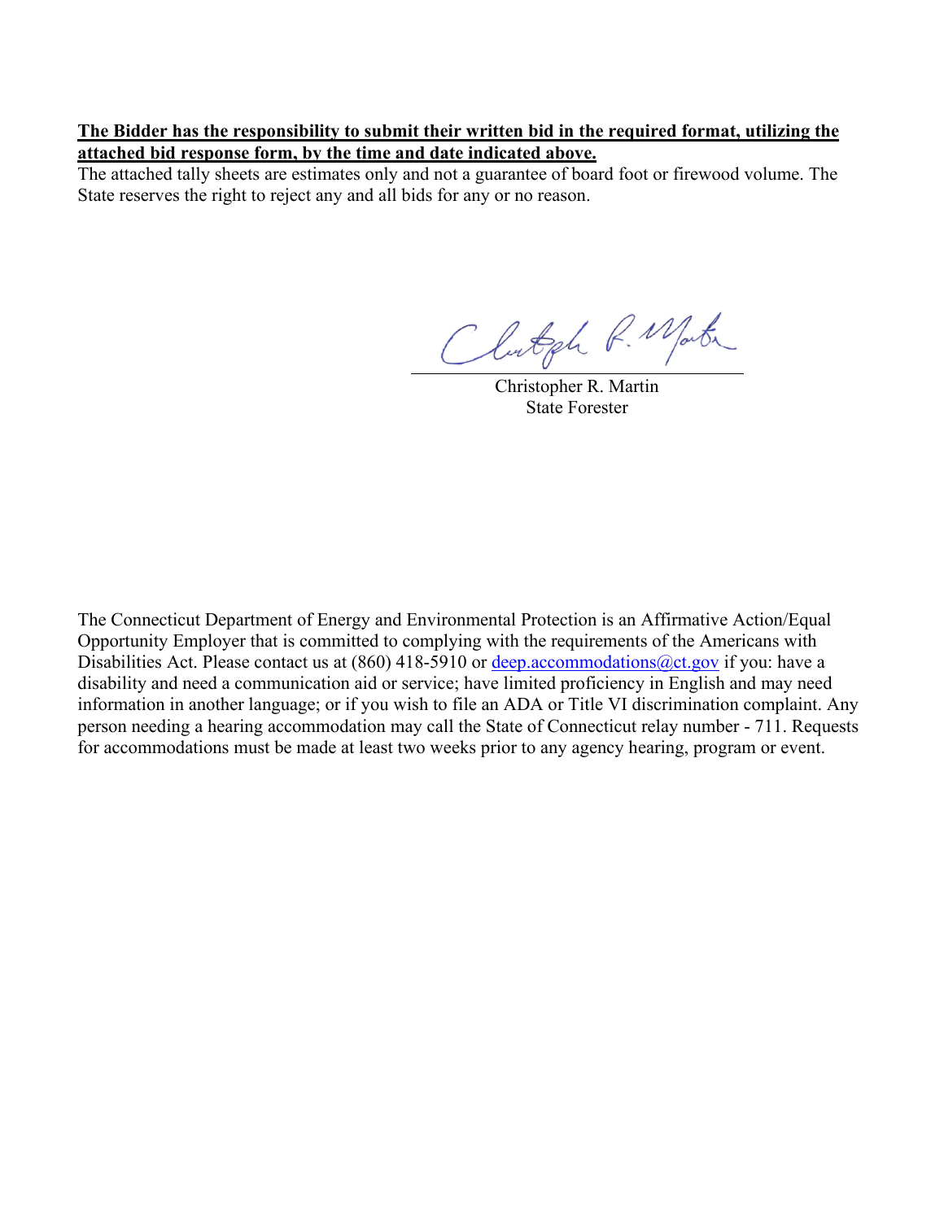**The Bidder has the responsibility to submit their written bid in the required format, utilizing the attached bid response form, by the time and date indicated above.**

The attached tally sheets are estimates only and not a guarantee of board foot or firewood volume. The State reserves the right to reject any and all bids for any or no reason.

Christopher R. Martin
State Forester

The Connecticut Department of Energy and Environmental Protection is an Affirmative Action/Equal Opportunity Employer that is committed to complying with the requirements of the Americans with Disabilities Act. Please contact us at (860) 418-5910 or deep.accommodations@ct.gov if you: have a disability and need a communication aid or service; have limited proficiency in English and may need information in another language; or if you wish to file an ADA or Title VI discrimination complaint. Any person needing a hearing accommodation may call the State of Connecticut relay number - 711. Requests for accommodations must be made at least two weeks prior to any agency hearing, program or event.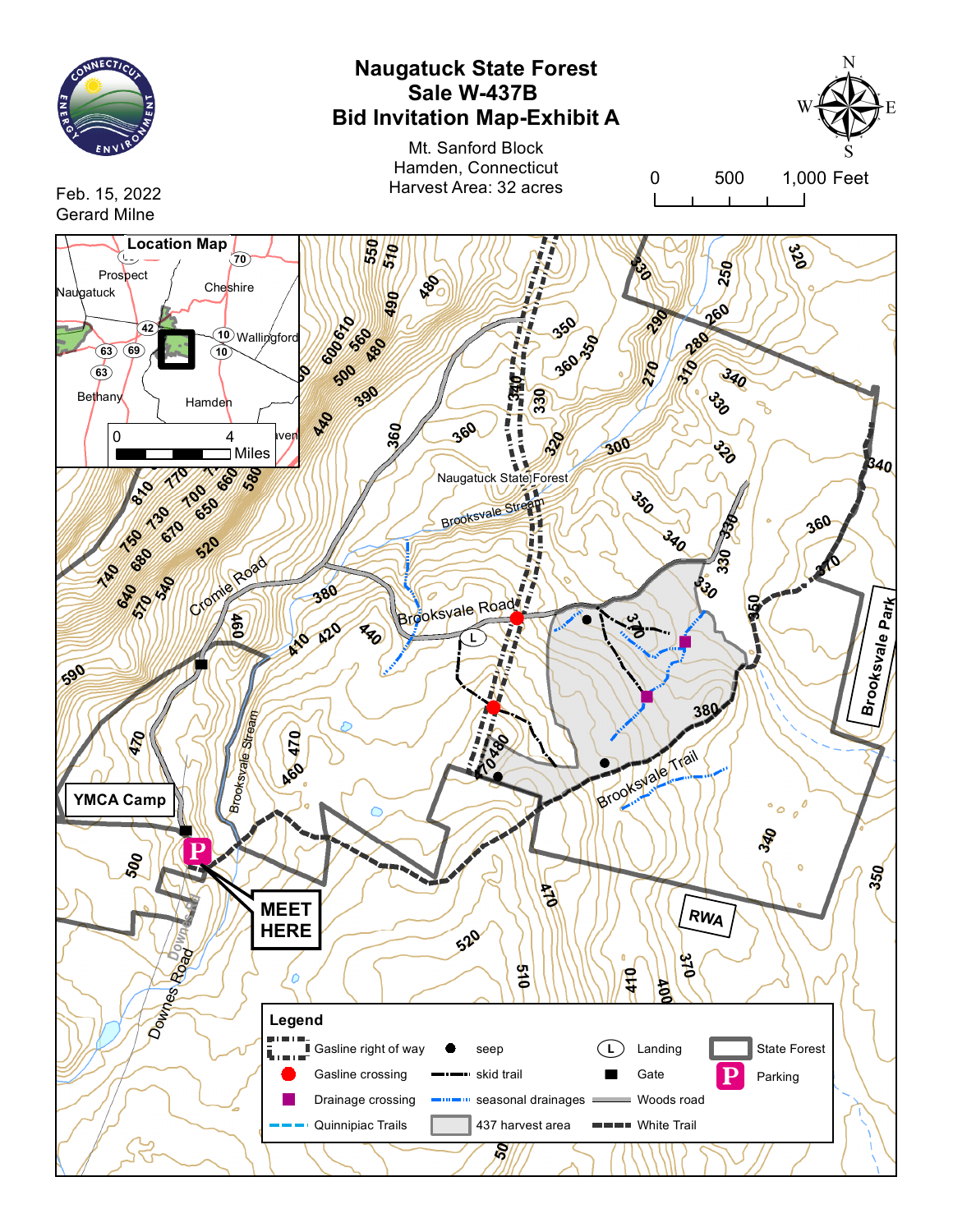# Naugatuck State Forest
## Sale W-437B
## Bid Invitation Map-Exhibit A

Mt. Sanford Block
Hamden, Connecticut
Harvest Area: 32 acres

Feb. 15, 2022
Gerard Milne

0 500 1,000 Feet

**Location Map**

Prospect, Naugatuck, Cheshire, Wallingford, Bethany, Hamden

0 4 Miles

Cromie Road, Brooksvale Road, Brooksvale Stream, Naugatuck State Forest, Brooksvale Trail, Brooksvale Park, Downes Road, YMCA Camp, RWA

**MEET HERE**

**Legend**

| | | | |
|---|---|---|---|
| Gasline right of way | seep | Landing | State Forest |
| Gasline crossing | skid trail | Gate | Parking |
| Drainage crossing | seasonal drainages | Woods road | |
| Quinnipiac Trails | 437 harvest area | White Trail | |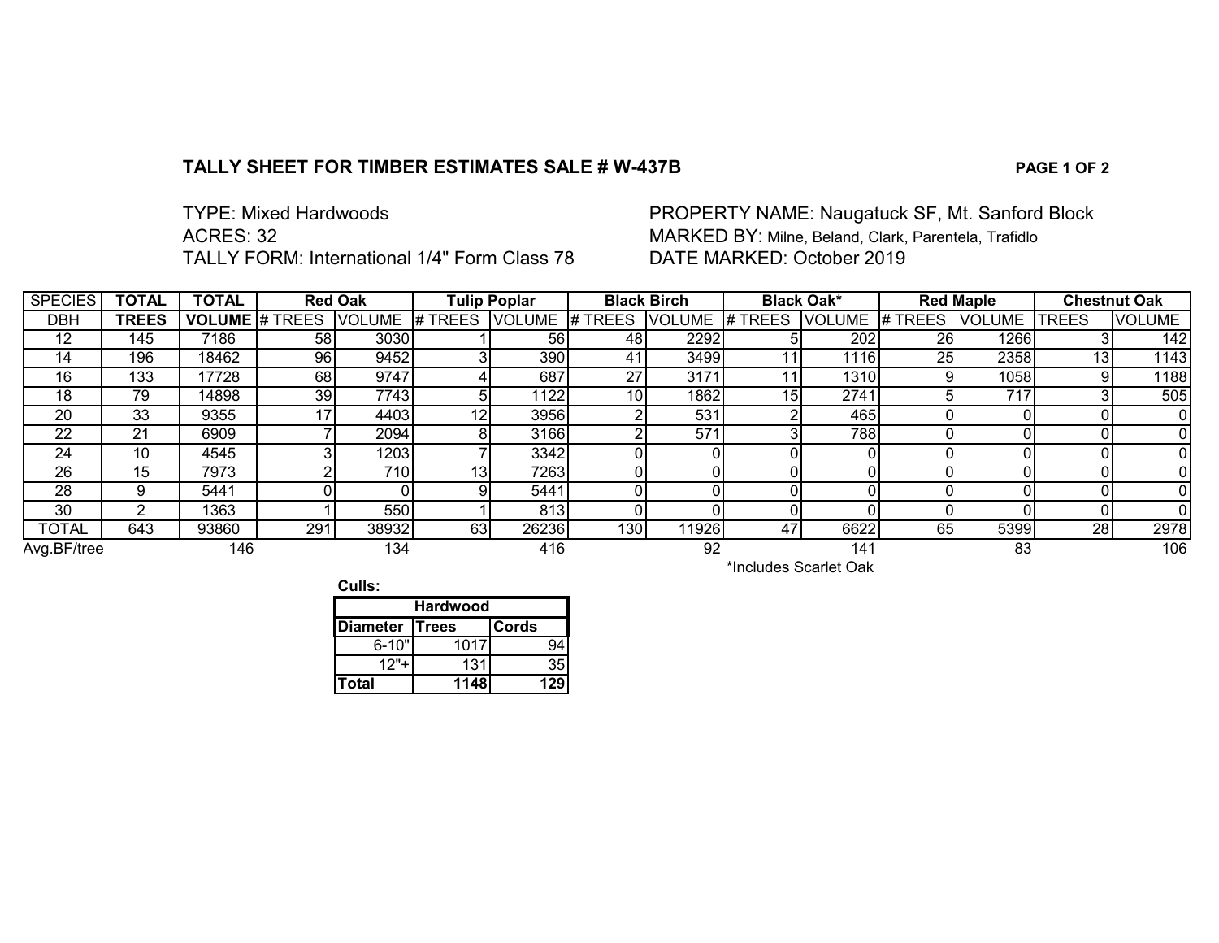**TALLY SHEET FOR TIMBER ESTIMATES SALE # W-437B** **PAGE 1 OF 2**

TYPE: Mixed Hardwoods
ACRES: 32
TALLY FORM: International 1/4" Form Class 78

PROPERTY NAME: Naugatuck SF, Mt. Sanford Block
MARKED BY: Milne, Beland, Clark, Parentela, Trafidlo
DATE MARKED: October 2019

| SPECIES | TOTAL | TOTAL | Red Oak | | Tulip Poplar | | Black Birch | | Black Oak* | | Red Maple | | Chestnut Oak | |
|---|---|---|---|---|---|---|---|---|---|---|---|---|---|---|
| DBH | TREES | VOLUME | # TREES | VOLUME | # TREES | VOLUME | # TREES | VOLUME | # TREES | VOLUME | # TREES | VOLUME | TREES | VOLUME |
| 12 | 145 | 7186 | 58 | 3030 | 1 | 56 | 48 | 2292 | 5 | 202 | 26 | 1266 | 3 | 142 |
| 14 | 196 | 18462 | 96 | 9452 | 3 | 390 | 41 | 3499 | 11 | 1116 | 25 | 2358 | 13 | 1143 |
| 16 | 133 | 17728 | 68 | 9747 | 4 | 687 | 27 | 3171 | 11 | 1310 | 9 | 1058 | 9 | 1188 |
| 18 | 79 | 14898 | 39 | 7743 | 5 | 1122 | 10 | 1862 | 15 | 2741 | 5 | 717 | 3 | 505 |
| 20 | 33 | 9355 | 17 | 4403 | 12 | 3956 | 2 | 531 | 2 | 465 | 0 | 0 | 0 | 0 |
| 22 | 21 | 6909 | 7 | 2094 | 8 | 3166 | 2 | 571 | 3 | 788 | 0 | 0 | 0 | 0 |
| 24 | 10 | 4545 | 3 | 1203 | 7 | 3342 | 0 | 0 | 0 | 0 | 0 | 0 | 0 | 0 |
| 26 | 15 | 7973 | 2 | 710 | 13 | 7263 | 0 | 0 | 0 | 0 | 0 | 0 | 0 | 0 |
| 28 | 9 | 5441 | 0 | 0 | 9 | 5441 | 0 | 0 | 0 | 0 | 0 | 0 | 0 | 0 |
| 30 | 2 | 1363 | 1 | 550 | 1 | 813 | 0 | 0 | 0 | 0 | 0 | 0 | 0 | 0 |
| TOTAL | 643 | 93860 | 291 | 38932 | 63 | 26236 | 130 | 11926 | 47 | 6622 | 65 | 5399 | 28 | 2978 |
| Avg.BF/tree | | 146 | | 134 | | 416 | | 92 | | 141 | | 83 | | 106 |

*Includes Scarlet Oak

**Culls:**

| Hardwood | | |
|---|---|---|
| Diameter | Trees | Cords |
| 6-10" | 1017 | 94 |
| 12"+ | 131 | 35 |
| **Total** | **1148** | **129** |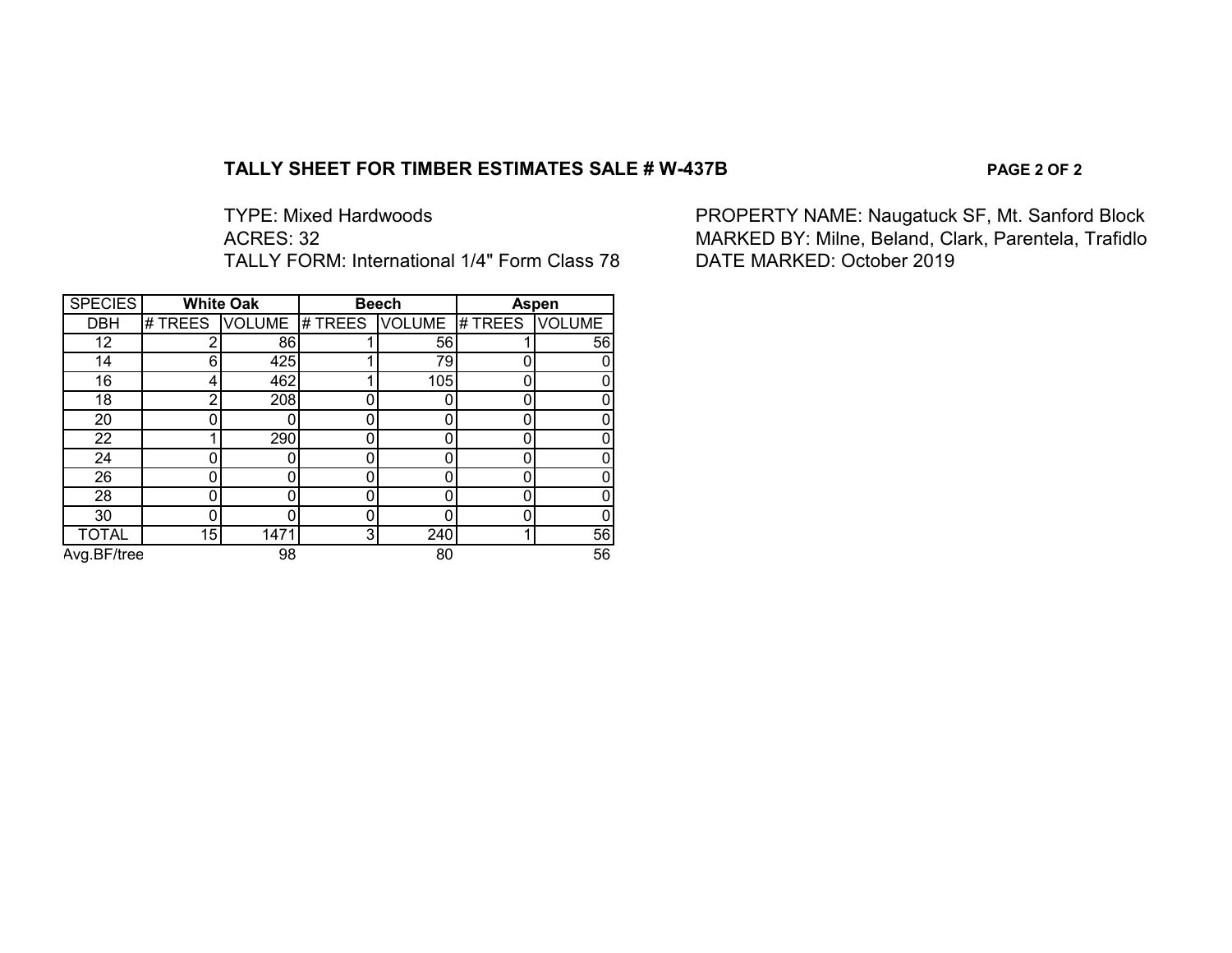**TALLY SHEET FOR TIMBER ESTIMATES SALE # W-437B**

**PAGE 2 OF 2**

TYPE: Mixed Hardwoods
ACRES: 32
TALLY FORM: International 1/4" Form Class 78

PROPERTY NAME: Naugatuck SF, Mt. Sanford Block
MARKED BY: Milne, Beland, Clark, Parentela, Trafidlo
DATE MARKED: October 2019

| SPECIES | **White Oak** | | **Beech** | | **Aspen** | |
|---|---|---|---|---|---|---|
| DBH | # TREES | VOLUME | # TREES | VOLUME | # TREES | VOLUME |
| 12 | 2 | 86 | 1 | 56 | 1 | 56 |
| 14 | 6 | 425 | 1 | 79 | 0 | 0 |
| 16 | 4 | 462 | 1 | 105 | 0 | 0 |
| 18 | 2 | 208 | 0 | 0 | 0 | 0 |
| 20 | 0 | 0 | 0 | 0 | 0 | 0 |
| 22 | 1 | 290 | 0 | 0 | 0 | 0 |
| 24 | 0 | 0 | 0 | 0 | 0 | 0 |
| 26 | 0 | 0 | 0 | 0 | 0 | 0 |
| 28 | 0 | 0 | 0 | 0 | 0 | 0 |
| 30 | 0 | 0 | 0 | 0 | 0 | 0 |
| TOTAL | 15 | 1471 | 3 | 240 | 1 | 56 |
| Avg.BF/tree | | 98 | | 80 | | 56 |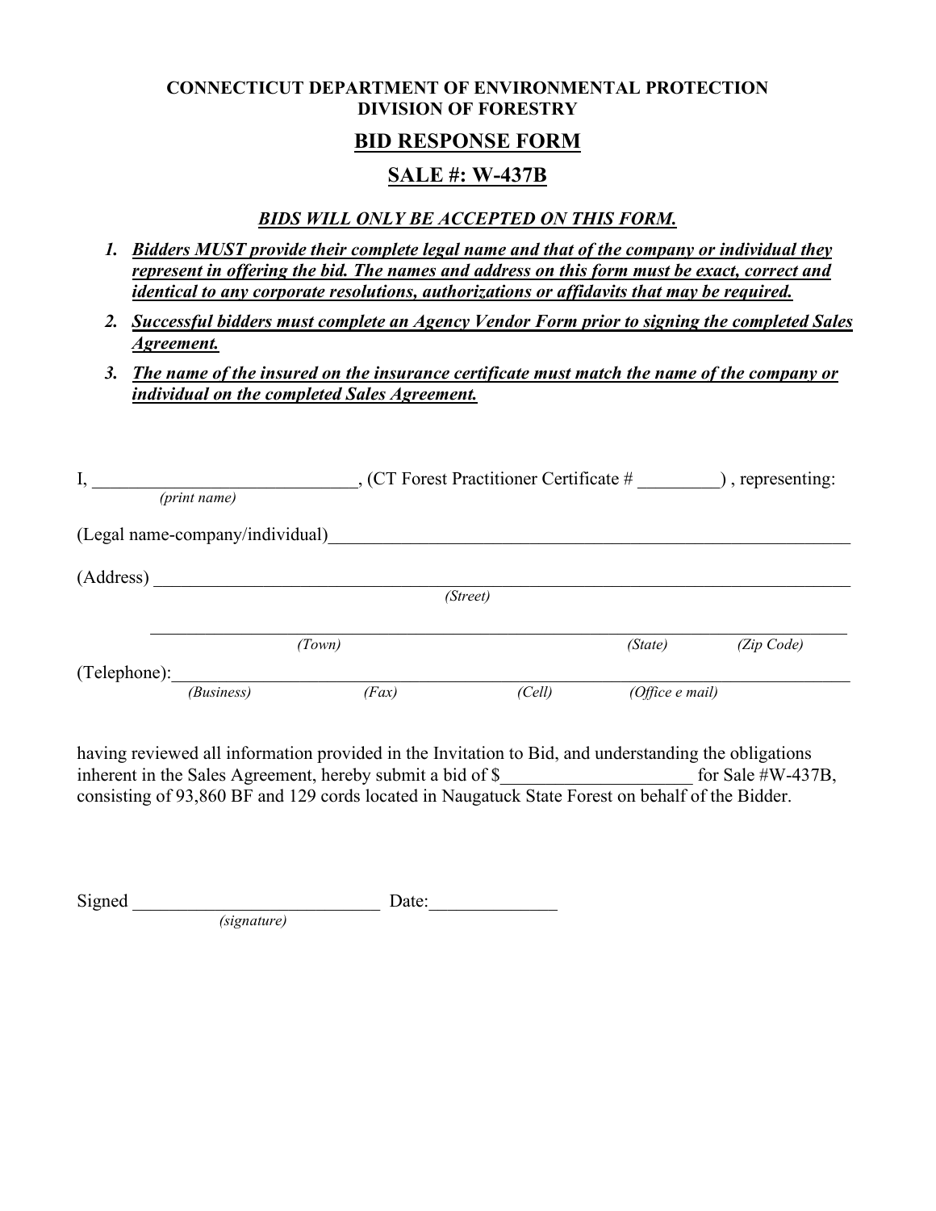**CONNECTICUT DEPARTMENT OF ENVIRONMENTAL PROTECTION**
**DIVISION OF FORESTRY**

## BID RESPONSE FORM

## SALE #: W-437B

***BIDS WILL ONLY BE ACCEPTED ON THIS FORM.***

1. ***Bidders MUST provide their complete legal name and that of the company or individual they represent in offering the bid. The names and address on this form must be exact, correct and identical to any corporate resolutions, authorizations or affidavits that may be required.***
2. ***Successful bidders must complete an Agency Vendor Form prior to signing the completed Sales Agreement.***
3. ***The name of the insured on the insurance certificate must match the name of the company or individual on the completed Sales Agreement.***

I, ____________________________, (CT Forest Practitioner Certificate # _________) , representing:
*(print name)*

(Legal name-company/individual)____________________________________________________________

(Address) ____________________________________________________________________________
*(Street)*

______________________________________________________________________________
*(Town)* *(State)* *(Zip Code)*

(Telephone):____________________________________________________________________________
*(Business)* *(Fax)* *(Cell)* *(Office e mail)*

having reviewed all information provided in the Invitation to Bid, and understanding the obligations inherent in the Sales Agreement, hereby submit a bid of $____________________ for Sale #W-437B, consisting of 93,860 BF and 129 cords located in Naugatuck State Forest on behalf of the Bidder.

Signed ___________________________ Date:______________
*(signature)*